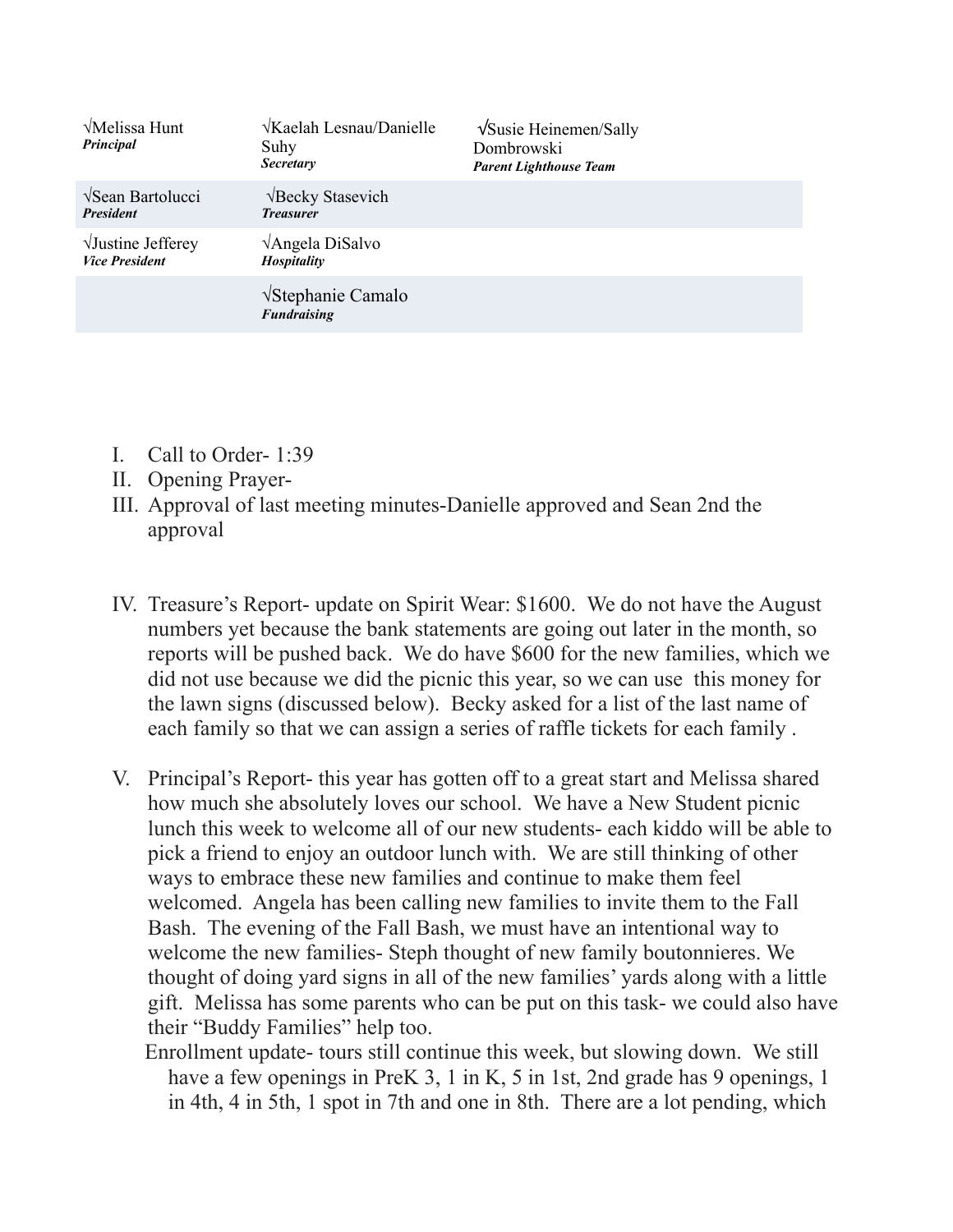| | | |
|---|---|---|
| √Melissa Hunt<br>***Principal*** | √Kaelah Lesnau/Danielle Suhy<br>***Secretary*** | √Susie Heinemen/Sally Dombrowski<br>***Parent Lighthouse Team*** |
| √Sean Bartolucci<br>***President*** | √Becky Stasevich<br>***Treasurer*** | |
| √Justine Jefferey<br>***Vice President*** | √Angela DiSalvo<br>***Hospitality*** | |
| | √Stephanie Camalo<br>***Fundraising*** | |

I. Call to Order- 1:39

II. Opening Prayer-

III. Approval of last meeting minutes-Danielle approved and Sean 2nd the approval

IV. Treasure's Report- update on Spirit Wear: $1600. We do not have the August numbers yet because the bank statements are going out later in the month, so reports will be pushed back. We do have $600 for the new families, which we did not use because we did the picnic this year, so we can use this money for the lawn signs (discussed below). Becky asked for a list of the last name of each family so that we can assign a series of raffle tickets for each family .

V. Principal's Report- this year has gotten off to a great start and Melissa shared how much she absolutely loves our school. We have a New Student picnic lunch this week to welcome all of our new students- each kiddo will be able to pick a friend to enjoy an outdoor lunch with. We are still thinking of other ways to embrace these new families and continue to make them feel welcomed. Angela has been calling new families to invite them to the Fall Bash. The evening of the Fall Bash, we must have an intentional way to welcome the new families- Steph thought of new family boutonnieres. We thought of doing yard signs in all of the new families' yards along with a little gift. Melissa has some parents who can be put on this task- we could also have their "Buddy Families" help too.

Enrollment update- tours still continue this week, but slowing down. We still have a few openings in PreK 3, 1 in K, 5 in 1st, 2nd grade has 9 openings, 1 in 4th, 4 in 5th, 1 spot in 7th and one in 8th. There are a lot pending, which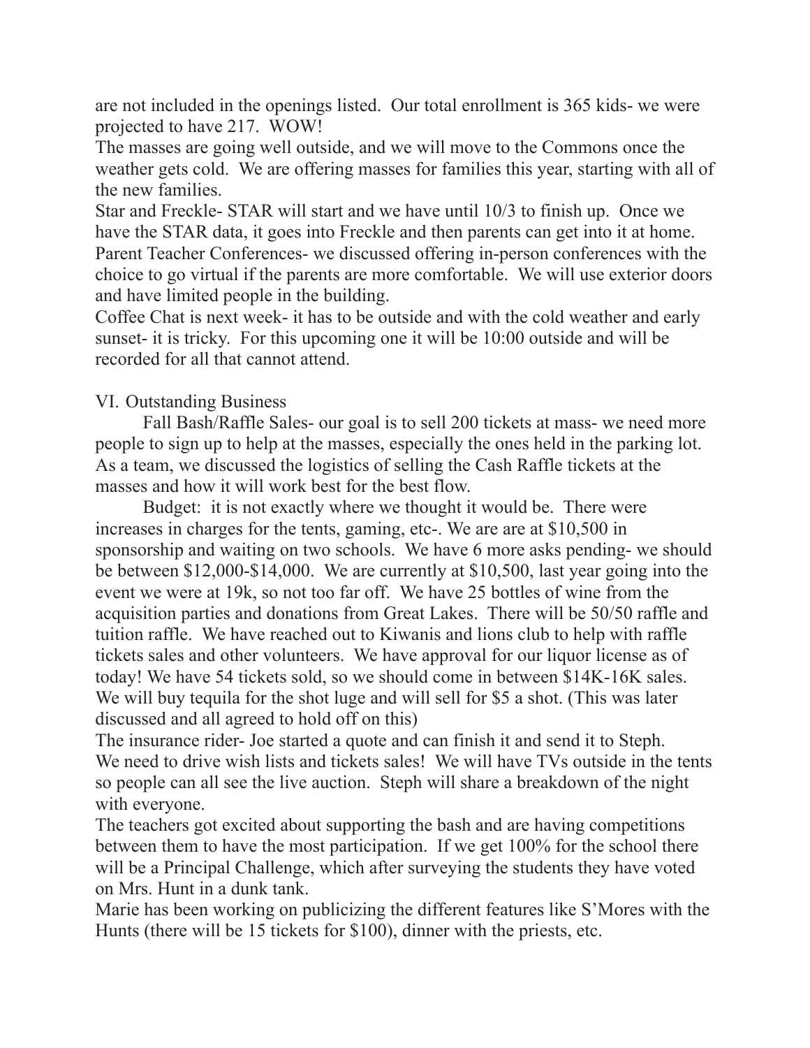are not included in the openings listed. Our total enrollment is 365 kids- we were projected to have 217. WOW!

The masses are going well outside, and we will move to the Commons once the weather gets cold. We are offering masses for families this year, starting with all of the new families.

Star and Freckle- STAR will start and we have until 10/3 to finish up. Once we have the STAR data, it goes into Freckle and then parents can get into it at home.

Parent Teacher Conferences- we discussed offering in-person conferences with the choice to go virtual if the parents are more comfortable. We will use exterior doors and have limited people in the building.

Coffee Chat is next week- it has to be outside and with the cold weather and early sunset- it is tricky. For this upcoming one it will be 10:00 outside and will be recorded for all that cannot attend.

VI. Outstanding Business

Fall Bash/Raffle Sales- our goal is to sell 200 tickets at mass- we need more people to sign up to help at the masses, especially the ones held in the parking lot. As a team, we discussed the logistics of selling the Cash Raffle tickets at the masses and how it will work best for the best flow.

Budget: it is not exactly where we thought it would be. There were increases in charges for the tents, gaming, etc-. We are are at $10,500 in sponsorship and waiting on two schools. We have 6 more asks pending- we should be between $12,000-$14,000. We are currently at $10,500, last year going into the event we were at 19k, so not too far off. We have 25 bottles of wine from the acquisition parties and donations from Great Lakes. There will be 50/50 raffle and tuition raffle. We have reached out to Kiwanis and lions club to help with raffle tickets sales and other volunteers. We have approval for our liquor license as of today! We have 54 tickets sold, so we should come in between $14K-16K sales. We will buy tequila for the shot luge and will sell for $5 a shot. (This was later discussed and all agreed to hold off on this)

The insurance rider- Joe started a quote and can finish it and send it to Steph. We need to drive wish lists and tickets sales! We will have TVs outside in the tents so people can all see the live auction. Steph will share a breakdown of the night with everyone.

The teachers got excited about supporting the bash and are having competitions between them to have the most participation. If we get 100% for the school there will be a Principal Challenge, which after surveying the students they have voted on Mrs. Hunt in a dunk tank.

Marie has been working on publicizing the different features like S'Mores with the Hunts (there will be 15 tickets for $100), dinner with the priests, etc.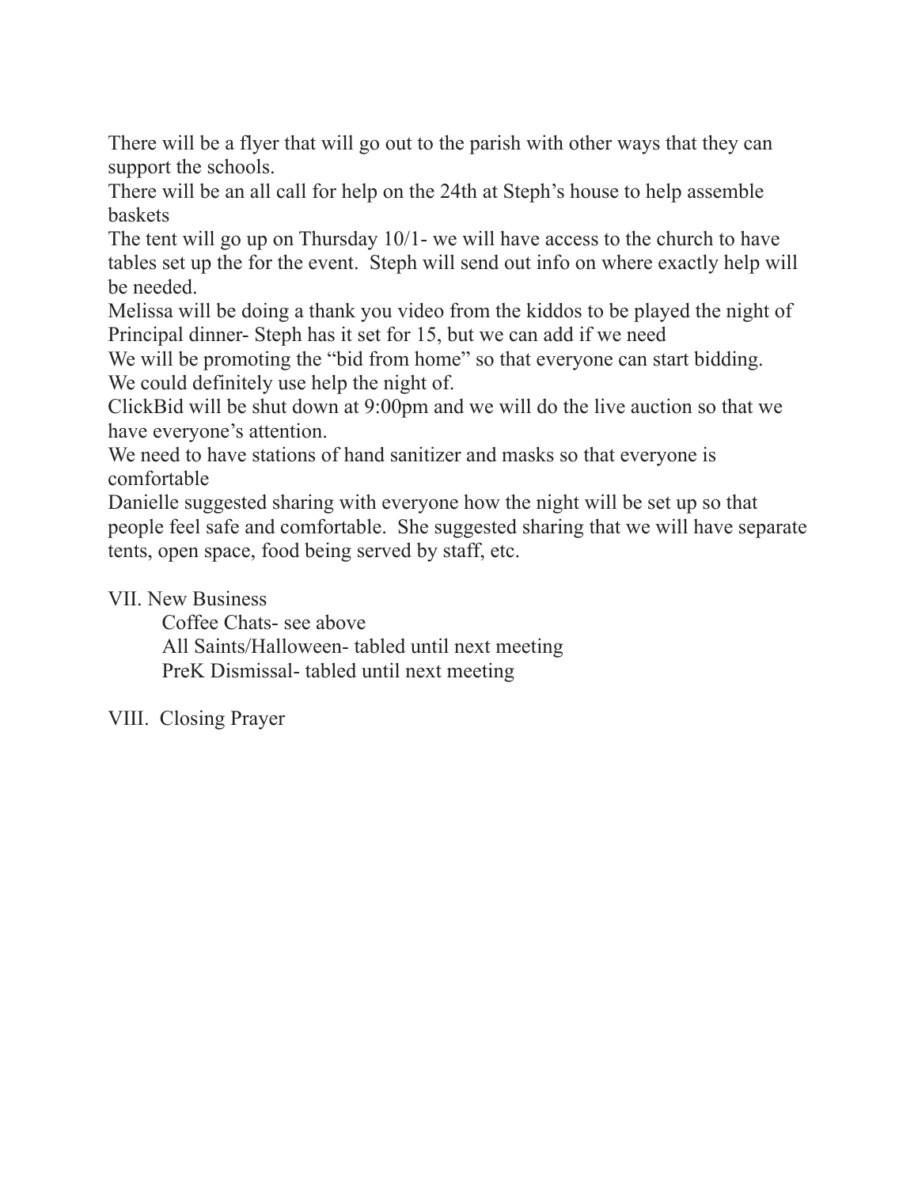There will be a flyer that will go out to the parish with other ways that they can support the schools.

There will be an all call for help on the 24th at Steph's house to help assemble baskets

The tent will go up on Thursday 10/1- we will have access to the church to have tables set up the for the event. Steph will send out info on where exactly help will be needed.

Melissa will be doing a thank you video from the kiddos to be played the night of Principal dinner- Steph has it set for 15, but we can add if we need

We will be promoting the "bid from home" so that everyone can start bidding. We could definitely use help the night of.

ClickBid will be shut down at 9:00pm and we will do the live auction so that we have everyone's attention.

We need to have stations of hand sanitizer and masks so that everyone is comfortable

Danielle suggested sharing with everyone how the night will be set up so that people feel safe and comfortable. She suggested sharing that we will have separate tents, open space, food being served by staff, etc.

VII. New Business

- Coffee Chats- see above
- All Saints/Halloween- tabled until next meeting
- PreK Dismissal- tabled until next meeting

VIII. Closing Prayer